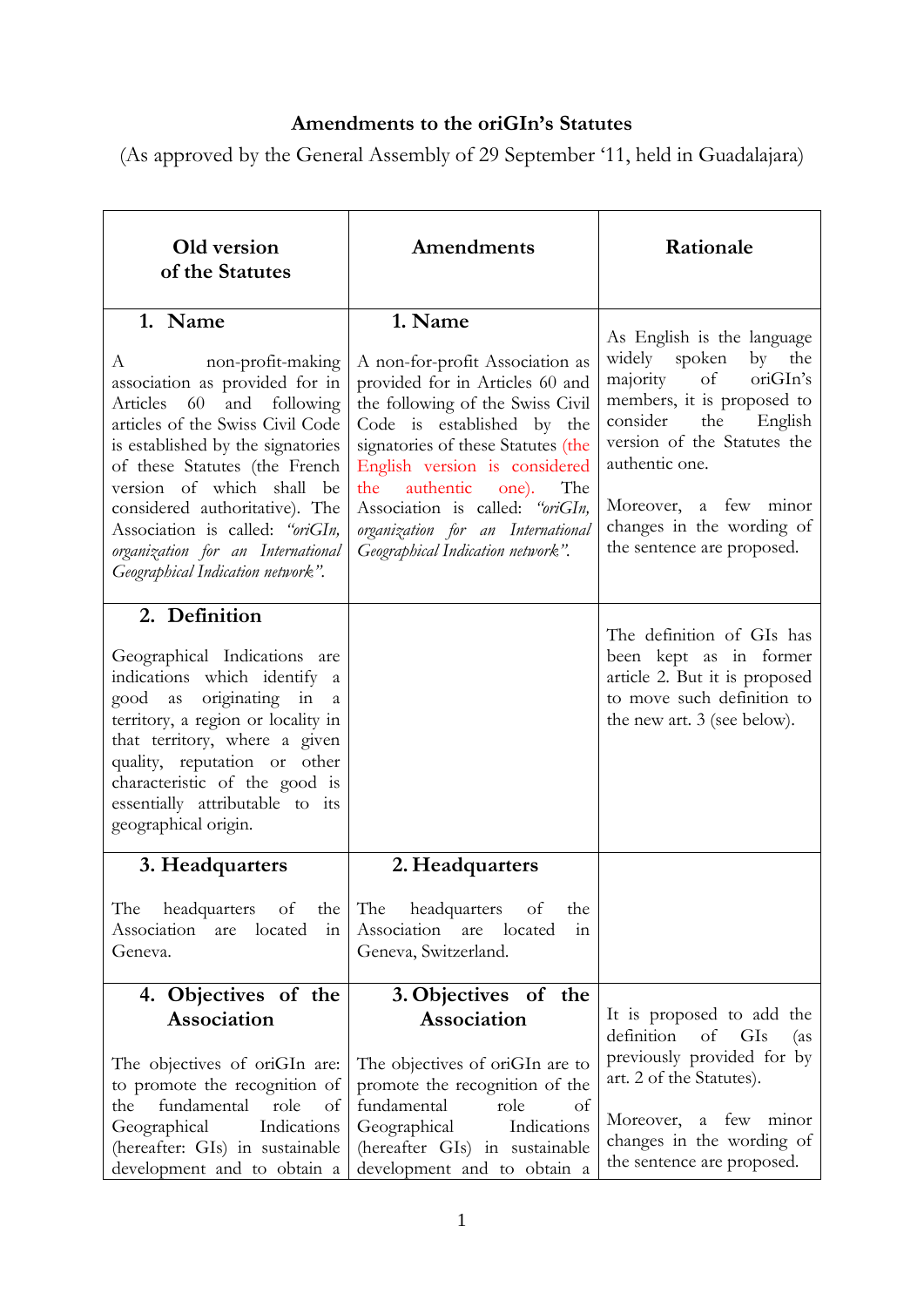**Amendments to the oriGIn's Statutes**

(As approved by the General Assembly of 29 September '11, held in Guadalajara)

| Old version of the Statutes | Amendments | Rationale |
|---|---|---|
| **1. Name**<br><br>A non-profit-making association as provided for in Articles 60 and following articles of the Swiss Civil Code is established by the signatories of these Statutes (the French version of which shall be considered authoritative). The Association is called: *"oriGIn, organization for an International Geographical Indication network".* | **1. Name**<br><br>A non-for-profit Association as provided for in Articles 60 and the following of the Swiss Civil Code is established by the signatories of these Statutes (the English version is considered the authentic one). The Association is called: *"oriGIn, organization for an International Geographical Indication network".* | As English is the language widely spoken by the majority of oriGIn's members, it is proposed to consider the English version of the Statutes the authentic one.<br><br>Moreover, a few minor changes in the wording of the sentence are proposed. |
| **2. Definition**<br><br>Geographical Indications are indications which identify a good as originating in a territory, a region or locality in that territory, where a given quality, reputation or other characteristic of the good is essentially attributable to its geographical origin. | | The definition of GIs has been kept as in former article 2. But it is proposed to move such definition to the new art. 3 (see below). |
| **3. Headquarters**<br><br>The headquarters of the Association are located in Geneva. | **2. Headquarters**<br><br>The headquarters of the Association are located in Geneva, Switzerland. | |
| **4. Objectives of the Association**<br><br>The objectives of oriGIn are: to promote the recognition of the fundamental role of Geographical Indications (hereafter: GIs) in sustainable development and to obtain a | **3. Objectives of the Association**<br><br>The objectives of oriGIn are to promote the recognition of the fundamental role of Geographical Indications (hereafter GIs) in sustainable development and to obtain a | It is proposed to add the definition of GIs (as previously provided for by art. 2 of the Statutes).<br><br>Moreover, a few minor changes in the wording of the sentence are proposed. |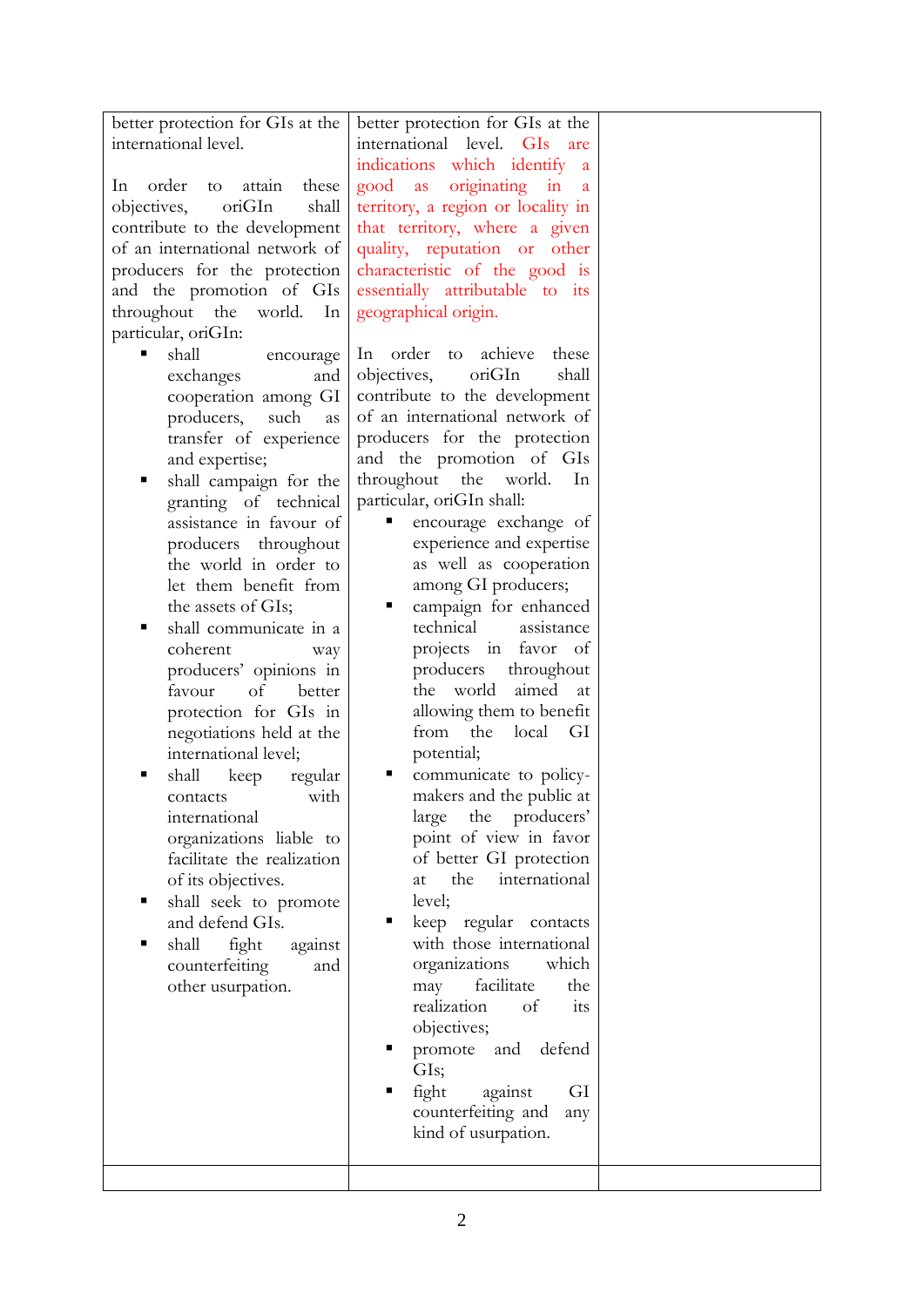| | | |
|---|---|---|
| better protection for GIs at the international level.<br><br>In order to attain these objectives, oriGIn shall contribute to the development of an international network of producers for the protection and the promotion of GIs throughout the world. In particular, oriGIn:<br>▪ shall encourage exchanges and cooperation among GI producers, such as transfer of experience and expertise;<br>▪ shall campaign for the granting of technical assistance in favour of producers throughout the world in order to let them benefit from the assets of GIs;<br>▪ shall communicate in a coherent way producers' opinions in favour of better protection for GIs in negotiations held at the international level;<br>▪ shall keep regular contacts with international organizations liable to facilitate the realization of its objectives.<br>▪ shall seek to promote and defend GIs.<br>▪ shall fight against counterfeiting and other usurpation. | better protection for GIs at the international level. GIs are indications which identify a good as originating in a territory, a region or locality in that territory, where a given quality, reputation or other characteristic of the good is essentially attributable to its geographical origin.<br><br>In order to achieve these objectives, oriGIn shall contribute to the development of an international network of producers for the protection and the promotion of GIs throughout the world. In particular, oriGIn shall:<br>▪ encourage exchange of experience and expertise as well as cooperation among GI producers;<br>▪ campaign for enhanced technical assistance projects in favor of producers throughout the world aimed at allowing them to benefit from the local GI potential;<br>▪ communicate to policy-makers and the public at large the producers' point of view in favor of better GI protection at the international level;<br>▪ keep regular contacts with those international organizations which may facilitate the realization of its objectives;<br>▪ promote and defend GIs;<br>▪ fight against GI counterfeiting and any kind of usurpation. | |
| | | |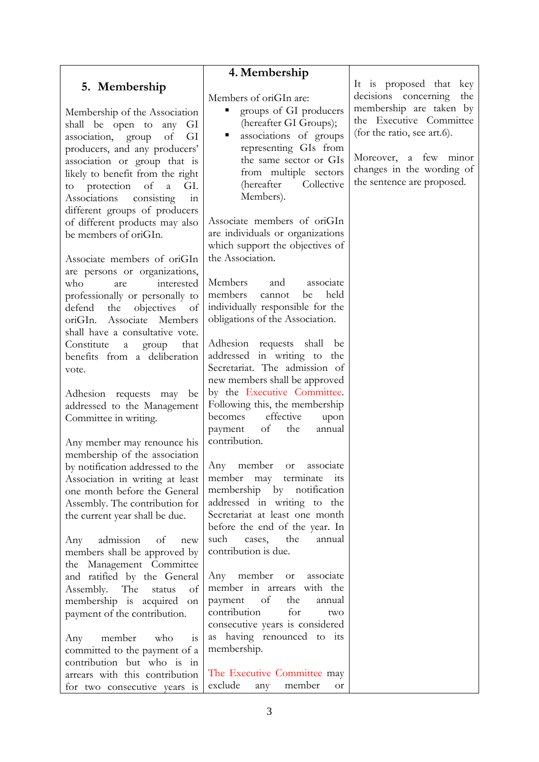| **5. Membership** | **4. Membership** | |
|---|---|---|
| Membership of the Association shall be open to any GI association, group of GI producers, and any producers' association or group that is likely to benefit from the right to protection of a GI. Associations consisting in different groups of producers of different products may also be members of oriGIn.<br><br>Associate members of oriGIn are persons or organizations, who are interested professionally or personally to defend the objectives of oriGIn. Associate Members shall have a consultative vote. Constitute a group that benefits from a deliberation vote.<br><br>Adhesion requests may be addressed to the Management Committee in writing.<br><br>Any member may renounce his membership of the association by notification addressed to the Association in writing at least one month before the General Assembly. The contribution for the current year shall be due.<br><br>Any admission of new members shall be approved by the Management Committee and ratified by the General Assembly. The status of membership is acquired on payment of the contribution.<br><br>Any member who is committed to the payment of a contribution but who is in arrears with this contribution for two consecutive years is | Members of oriGIn are:<br>▪ groups of GI producers (hereafter GI Groups);<br>▪ associations of groups representing GIs from the same sector or GIs from multiple sectors (hereafter Collective Members).<br><br>Associate members of oriGIn are individuals or organizations which support the objectives of the Association.<br><br>Members and associate members cannot be held individually responsible for the obligations of the Association.<br><br>Adhesion requests shall be addressed in writing to the Secretariat. The admission of new members shall be approved by the Executive Committee. Following this, the membership becomes effective upon payment of the annual contribution.<br><br>Any member or associate member may terminate its membership by notification addressed in writing to the Secretariat at least one month before the end of the year. In such cases, the annual contribution is due.<br><br>Any member or associate member in arrears with the payment of the annual contribution for two consecutive years is considered as having renounced to its membership.<br><br>The Executive Committee may exclude any member or | It is proposed that key decisions concerning the membership are taken by the Executive Committee (for the ratio, see art.6).<br><br>Moreover, a few minor changes in the wording of the sentence are proposed. |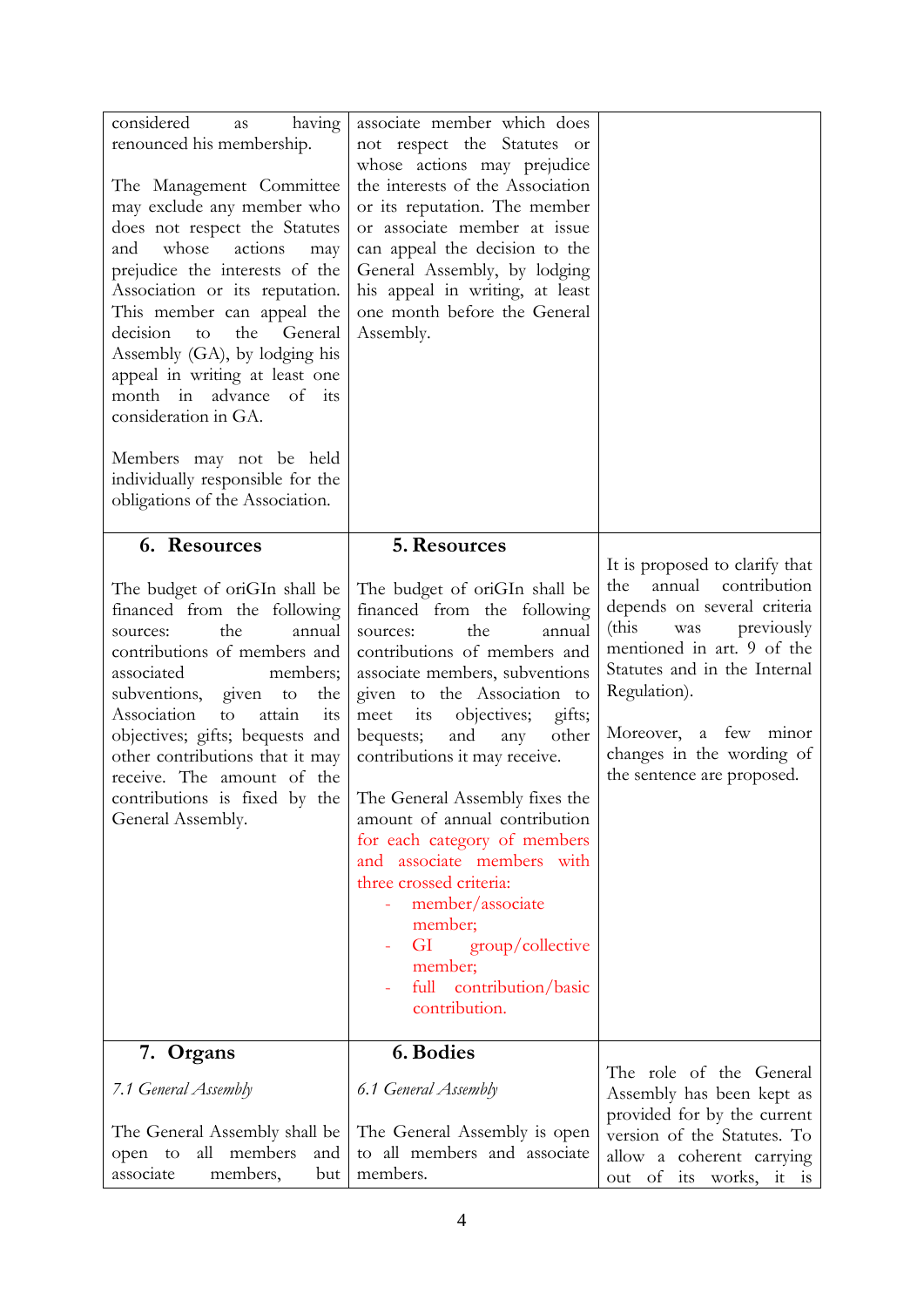| | | |
|---|---|---|
| considered as having renounced his membership.<br><br>The Management Committee may exclude any member who does not respect the Statutes and whose actions may prejudice the interests of the Association or its reputation. This member can appeal the decision to the General Assembly (GA), by lodging his appeal in writing at least one month in advance of its consideration in GA.<br><br>Members may not be held individually responsible for the obligations of the Association. | associate member which does not respect the Statutes or whose actions may prejudice the interests of the Association or its reputation. The member or associate member at issue can appeal the decision to the General Assembly, by lodging his appeal in writing, at least one month before the General Assembly. | |
| **6. Resources**<br><br>The budget of oriGIn shall be financed from the following sources: the annual contributions of members and associated members; subventions, given to the Association to attain its objectives; gifts; bequests and other contributions that it may receive. The amount of the contributions is fixed by the General Assembly. | **5. Resources**<br><br>The budget of oriGIn shall be financed from the following sources: the annual contributions of members and associate members, subventions given to the Association to meet its objectives; gifts; bequests; and any other contributions it may receive.<br><br>The General Assembly fixes the amount of annual contribution for each category of members and associate members with three crossed criteria:<br>- member/associate member;<br>- GI group/collective member;<br>- full contribution/basic contribution. | It is proposed to clarify that the annual contribution depends on several criteria (this was previously mentioned in art. 9 of the Statutes and in the Internal Regulation).<br><br>Moreover, a few minor changes in the wording of the sentence are proposed. |
| **7. Organs**<br><br>*7.1 General Assembly*<br><br>The General Assembly shall be open to all members and associate members, but | **6. Bodies**<br><br>*6.1 General Assembly*<br><br>The General Assembly is open to all members and associate members. | The role of the General Assembly has been kept as provided for by the current version of the Statutes. To allow a coherent carrying out of its works, it is |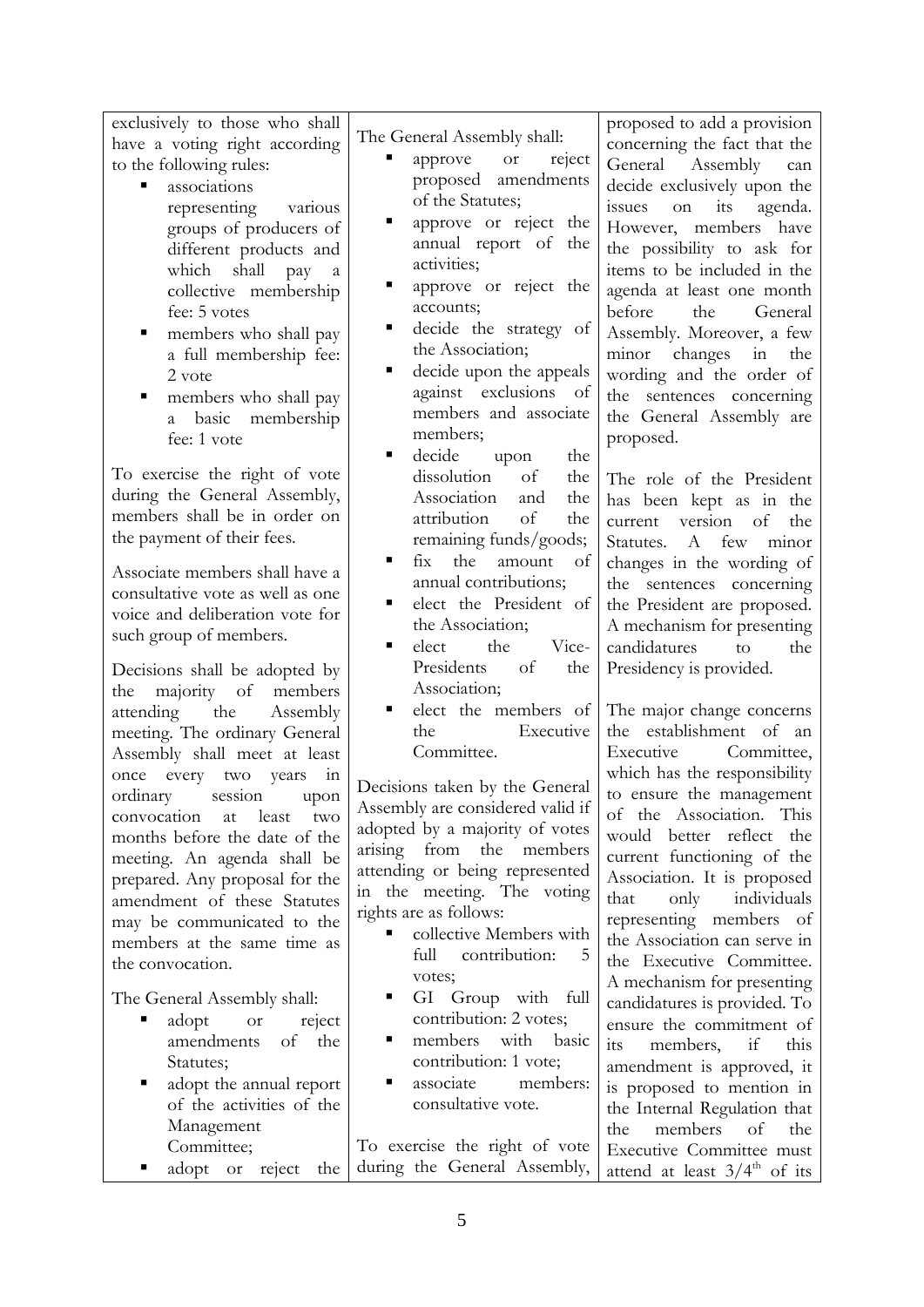| | | |
|---|---|---|
| exclusively to those who shall have a voting right according to the following rules:<br>▪ associations representing various groups of producers of different products and which shall pay a collective membership fee: 5 votes<br>▪ members who shall pay a full membership fee: 2 vote<br>▪ members who shall pay a basic membership fee: 1 vote<br><br>To exercise the right of vote during the General Assembly, members shall be in order on the payment of their fees.<br><br>Associate members shall have a consultative vote as well as one voice and deliberation vote for such group of members.<br><br>Decisions shall be adopted by the majority of members attending the Assembly meeting. The ordinary General Assembly shall meet at least once every two years in ordinary session upon convocation at least two months before the date of the meeting. An agenda shall be prepared. Any proposal for the amendment of these Statutes may be communicated to the members at the same time as the convocation.<br><br>The General Assembly shall:<br>▪ adopt or reject amendments of the Statutes;<br>▪ adopt the annual report of the activities of the Management Committee;<br>▪ adopt or reject the | The General Assembly shall:<br>▪ approve or reject proposed amendments of the Statutes;<br>▪ approve or reject the annual report of the activities;<br>▪ approve or reject the accounts;<br>▪ decide the strategy of the Association;<br>▪ decide upon the appeals against exclusions of members and associate members;<br>▪ decide upon the dissolution of the Association and the attribution of the remaining funds/goods;<br>▪ fix the amount of annual contributions;<br>▪ elect the President of the Association;<br>▪ elect the Vice-Presidents of the Association;<br>▪ elect the members of the Executive Committee.<br><br>Decisions taken by the General Assembly are considered valid if adopted by a majority of votes arising from the members attending or being represented in the meeting. The voting rights are as follows:<br>▪ collective Members with full contribution: 5 votes;<br>▪ GI Group with full contribution: 2 votes;<br>▪ members with basic contribution: 1 vote;<br>▪ associate members: consultative vote.<br><br>To exercise the right of vote during the General Assembly, | proposed to add a provision concerning the fact that the General Assembly can decide exclusively upon the issues on its agenda. However, members have the possibility to ask for items to be included in the agenda at least one month before the General Assembly. Moreover, a few minor changes in the wording and the order of the sentences concerning the General Assembly are proposed.<br><br>The role of the President has been kept as in the current version of the Statutes. A few minor changes in the wording of the sentences concerning the President are proposed. A mechanism for presenting candidatures to the Presidency is provided.<br><br>The major change concerns the establishment of an Executive Committee, which has the responsibility to ensure the management of the Association. This would better reflect the current functioning of the Association. It is proposed that only individuals representing members of the Association can serve in the Executive Committee. A mechanism for presenting candidatures is provided. To ensure the commitment of its members, if this amendment is approved, it is proposed to mention in the Internal Regulation that the members of the Executive Committee must attend at least 3/4[th] of its |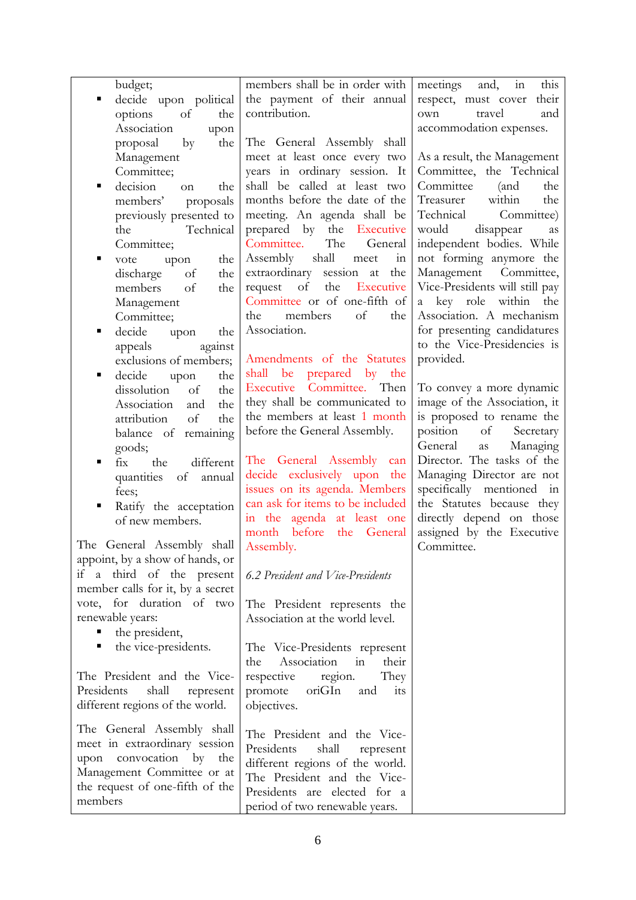| | | |
|---|---|---|
| budget;<br>▪ decide upon political options of the Association upon proposal by the Management Committee;<br>▪ decision on the members' proposals previously presented to the Technical Committee;<br>▪ vote upon the discharge of the members of the Management Committee;<br>▪ decide upon the appeals against exclusions of members;<br>▪ decide upon the dissolution of the Association and the attribution of the balance of remaining goods;<br>▪ fix the different quantities of annual fees;<br>▪ Ratify the acceptation of new members.<br><br>The General Assembly shall appoint, by a show of hands, or if a third of the present member calls for it, by a secret vote, for duration of two renewable years:<br>▪ the president,<br>▪ the vice-presidents.<br><br>The President and the Vice-Presidents shall represent different regions of the world.<br><br>The General Assembly shall meet in extraordinary session upon convocation by the Management Committee or at the request of one-fifth of the members | members shall be in order with the payment of their annual contribution.<br><br>The General Assembly shall meet at least once every two years in ordinary session. It shall be called at least two months before the date of the meeting. An agenda shall be prepared by the Executive Committee. The General Assembly shall meet in extraordinary session at the request of the Executive Committee or of one-fifth of the members of the Association.<br><br>Amendments of the Statutes shall be prepared by the Executive Committee. Then they shall be communicated to the members at least 1 month before the General Assembly.<br><br>The General Assembly can decide exclusively upon the issues on its agenda. Members can ask for items to be included in the agenda at least one month before the General Assembly.<br><br>*6.2 President and Vice-Presidents*<br><br>The President represents the Association at the world level.<br><br>The Vice-Presidents represent the Association in their respective region. They promote oriGIn and its objectives.<br><br>The President and the Vice-Presidents shall represent different regions of the world. The President and the Vice-Presidents are elected for a period of two renewable years. | meetings and, in this respect, must cover their own travel and accommodation expenses.<br><br>As a result, the Management Committee, the Technical Committee (and the Treasurer within the Technical Committee) would disappear as independent bodies. While not forming anymore the Management Committee, Vice-Presidents will still pay a key role within the Association. A mechanism for presenting candidatures to the Vice-Presidencies is provided.<br><br>To convey a more dynamic image of the Association, it is proposed to rename the position of Secretary General as Managing Director. The tasks of the Managing Director are not specifically mentioned in the Statutes because they directly depend on those assigned by the Executive Committee. |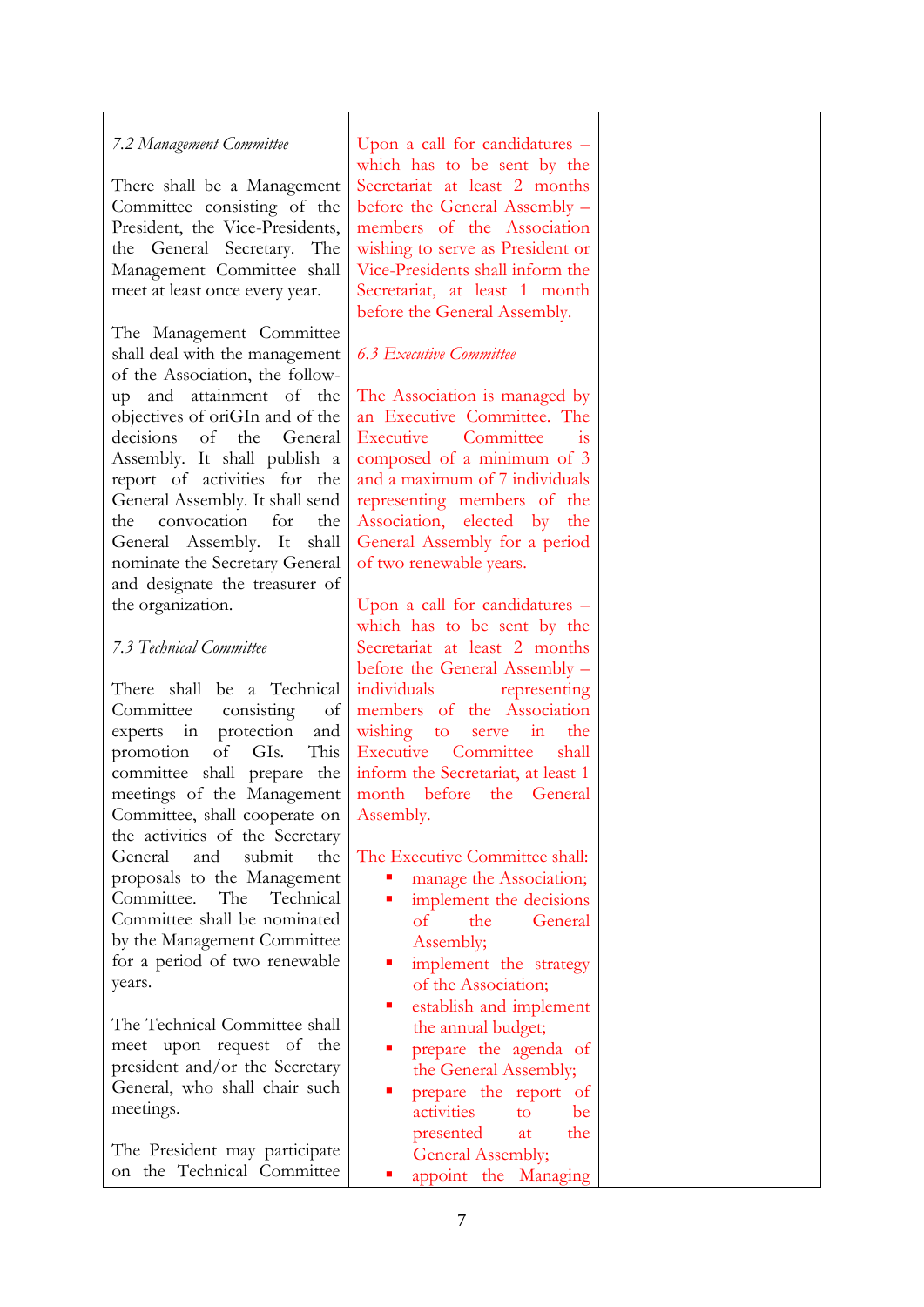| | | |
|---|---|---|
| *7.2 Management Committee*<br><br>There shall be a Management Committee consisting of the President, the Vice-Presidents, the General Secretary. The Management Committee shall meet at least once every year.<br><br>The Management Committee shall deal with the management of the Association, the follow-up and attainment of the objectives of oriGIn and of the decisions of the General Assembly. It shall publish a report of activities for the General Assembly. It shall send the convocation for the General Assembly. It shall nominate the Secretary General and designate the treasurer of the organization.<br><br>*7.3 Technical Committee*<br><br>There shall be a Technical Committee consisting of experts in protection and promotion of GIs. This committee shall prepare the meetings of the Management Committee, shall cooperate on the activities of the Secretary General and submit the proposals to the Management Committee. The Technical Committee shall be nominated by the Management Committee for a period of two renewable years.<br><br>The Technical Committee shall meet upon request of the president and/or the Secretary General, who shall chair such meetings.<br><br>The President may participate on the Technical Committee | Upon a call for candidatures – which has to be sent by the Secretariat at least 2 months before the General Assembly – members of the Association wishing to serve as President or Vice-Presidents shall inform the Secretariat, at least 1 month before the General Assembly.<br><br>*6.3 Executive Committee*<br><br>The Association is managed by an Executive Committee. The Executive Committee is composed of a minimum of 3 and a maximum of 7 individuals representing members of the Association, elected by the General Assembly for a period of two renewable years.<br><br>Upon a call for candidatures – which has to be sent by the Secretariat at least 2 months before the General Assembly – individuals representing members of the Association wishing to serve in the Executive Committee shall inform the Secretariat, at least 1 month before the General Assembly.<br><br>The Executive Committee shall:<br>▪ manage the Association;<br>▪ implement the decisions of the General Assembly;<br>▪ implement the strategy of the Association;<br>▪ establish and implement the annual budget;<br>▪ prepare the agenda of the General Assembly;<br>▪ prepare the report of activities to be presented at the General Assembly;<br>▪ appoint the Managing | |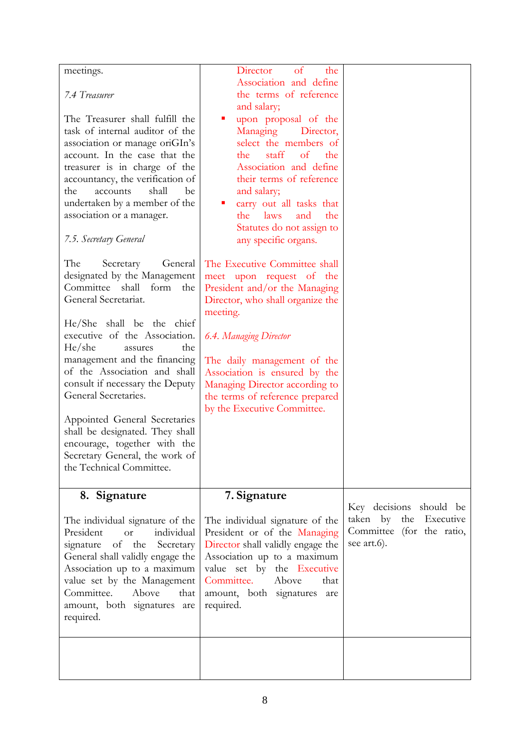| | | |
|---|---|---|
| meetings.<br><br>*7.4 Treasurer*<br><br>The Treasurer shall fulfill the task of internal auditor of the association or manage oriGIn's account. In the case that the treasurer is in charge of the accountancy, the verification of the accounts shall be undertaken by a member of the association or a manager.<br><br>*7.5. Secretary General*<br><br>The Secretary General designated by the Management Committee shall form the General Secretariat.<br><br>He/She shall be the chief executive of the Association. He/she assures the management and the financing of the Association and shall consult if necessary the Deputy General Secretaries.<br><br>Appointed General Secretaries shall be designated. They shall encourage, together with the Secretary General, the work of the Technical Committee. | Director of the Association and define the terms of reference and salary;<br>▪ upon proposal of the Managing Director, select the members of the staff of the Association and define their terms of reference and salary;<br>▪ carry out all tasks that the laws and the Statutes do not assign to any specific organs.<br><br>The Executive Committee shall meet upon request of the President and/or the Managing Director, who shall organize the meeting.<br><br>*6.4. Managing Director*<br><br>The daily management of the Association is ensured by the Managing Director according to the terms of reference prepared by the Executive Committee. | |
| **8. Signature**<br><br>The individual signature of the President or individual signature of the Secretary General shall validly engage the Association up to a maximum value set by the Management Committee. Above that amount, both signatures are required. | **7. Signature**<br><br>The individual signature of the President or of the Managing Director shall validly engage the Association up to a maximum value set by the Executive Committee. Above that amount, both signatures are required. | Key decisions should be taken by the Executive Committee (for the ratio, see art.6). |
| | | |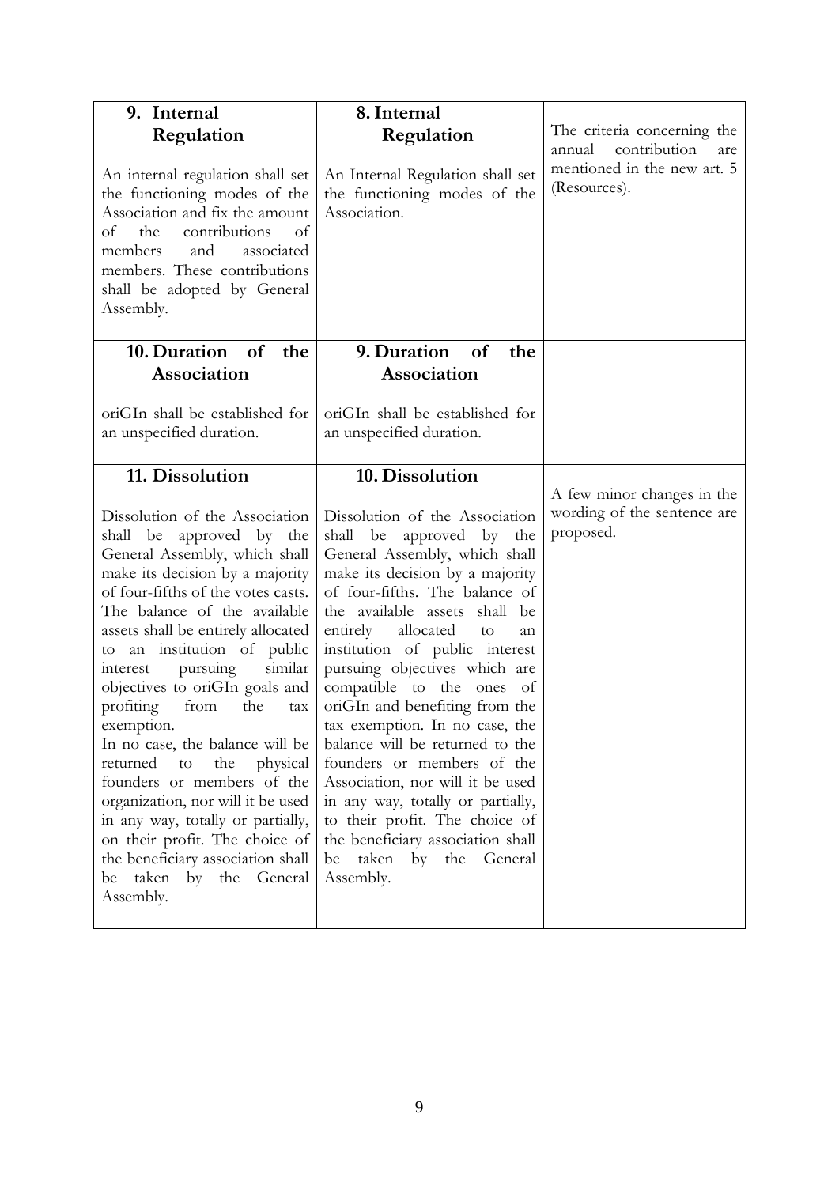| | | |
|---|---|---|
| **9. Internal Regulation**<br><br>An internal regulation shall set the functioning modes of the Association and fix the amount of the contributions of members and associated members. These contributions shall be adopted by General Assembly. | **8. Internal Regulation**<br><br>An Internal Regulation shall set the functioning modes of the Association. | The criteria concerning the annual contribution are mentioned in the new art. 5 (Resources). |
| **10. Duration of the Association**<br><br>oriGIn shall be established for an unspecified duration. | **9. Duration of the Association**<br><br>oriGIn shall be established for an unspecified duration. | |
| **11. Dissolution**<br><br>Dissolution of the Association shall be approved by the General Assembly, which shall make its decision by a majority of four-fifths of the votes casts. The balance of the available assets shall be entirely allocated to an institution of public interest pursuing similar objectives to oriGIn goals and profiting from the tax exemption.<br>In no case, the balance will be returned to the physical founders or members of the organization, nor will it be used in any way, totally or partially, on their profit. The choice of the beneficiary association shall be taken by the General Assembly. | **10. Dissolution**<br><br>Dissolution of the Association shall be approved by the General Assembly, which shall make its decision by a majority of four-fifths. The balance of the available assets shall be entirely allocated to an institution of public interest pursuing objectives which are compatible to the ones of oriGIn and benefiting from the tax exemption. In no case, the balance will be returned to the founders or members of the Association, nor will it be used in any way, totally or partially, to their profit. The choice of the beneficiary association shall be taken by the General Assembly. | A few minor changes in the wording of the sentence are proposed. |